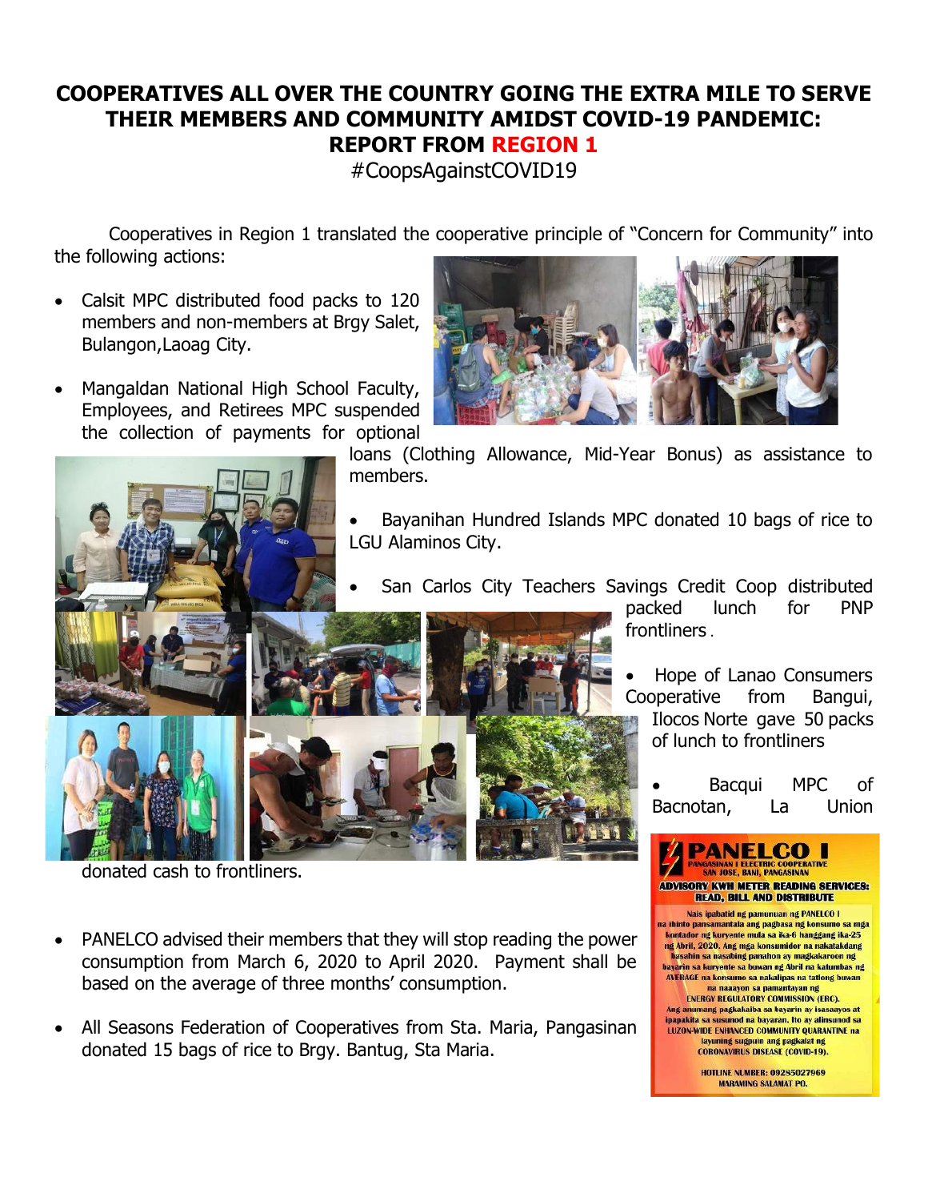# COOPERATIVES ALL OVER THE COUNTRY GOING THE EXTRA MILE TO SERVE THEIR MEMBERS AND COMMUNITY AMIDST COVID-19 PANDEMIC: REPORT FROM REGION 1

#CoopsAgainstCOVID19

Cooperatives in Region 1 translated the cooperative principle of "Concern for Community" into the following actions:

- Calsit MPC distributed food packs to 120 members and non-members at Brgy Salet, Bulangon,Laoag City.
- Mangaldan National High School Faculty, Employees, and Retirees MPC suspended the collection of payments for optional loans (Clothing Allowance, Mid-Year Bonus) as assistance to members.
- Bayanihan Hundred Islands MPC donated 10 bags of rice to LGU Alaminos City.
- San Carlos City Teachers Savings Credit Coop distributed packed lunch for PNP frontliners.
- Hope of Lanao Consumers Cooperative from Bangui, Ilocos Norte gave 50 packs of lunch to frontliners
- Bacqui MPC of Bacnotan, La Union donated cash to frontliners.
- PANELCO advised their members that they will stop reading the power consumption from March 6, 2020 to April 2020. Payment shall be based on the average of three months' consumption.
- All Seasons Federation of Cooperatives from Sta. Maria, Pangasinan donated 15 bags of rice to Brgy. Bantug, Sta Maria.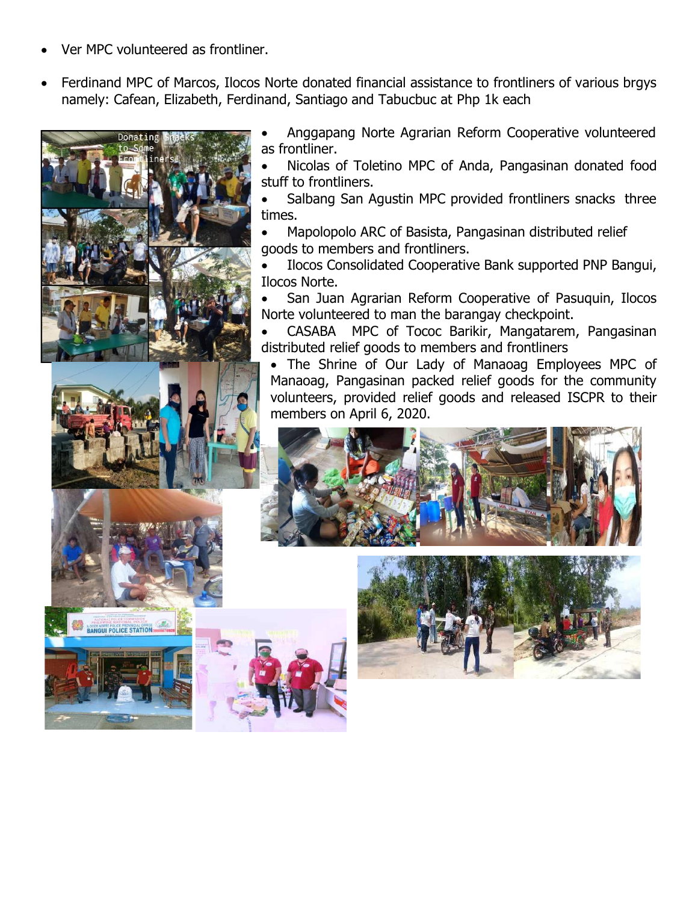- Ver MPC volunteered as frontliner.
- Ferdinand MPC of Marcos, Ilocos Norte donated financial assistance to frontliners of various brgys namely: Cafean, Elizabeth, Ferdinand, Santiago and Tabucbuc at Php 1k each
- Anggapang Norte Agrarian Reform Cooperative volunteered as frontliner.
- Nicolas of Toletino MPC of Anda, Pangasinan donated food stuff to frontliners.
- Salbang San Agustin MPC provided frontliners snacks three times.
- Mapolopolo ARC of Basista, Pangasinan distributed relief goods to members and frontliners.
- Ilocos Consolidated Cooperative Bank supported PNP Bangui, Ilocos Norte.
- San Juan Agrarian Reform Cooperative of Pasuquin, Ilocos Norte volunteered to man the barangay checkpoint.
- CASABA MPC of Tococ Barikir, Mangatarem, Pangasinan distributed relief goods to members and frontliners
- The Shrine of Our Lady of Manaoag Employees MPC of Manaoag, Pangasinan packed relief goods for the community volunteers, provided relief goods and released ISCPR to their members on April 6, 2020.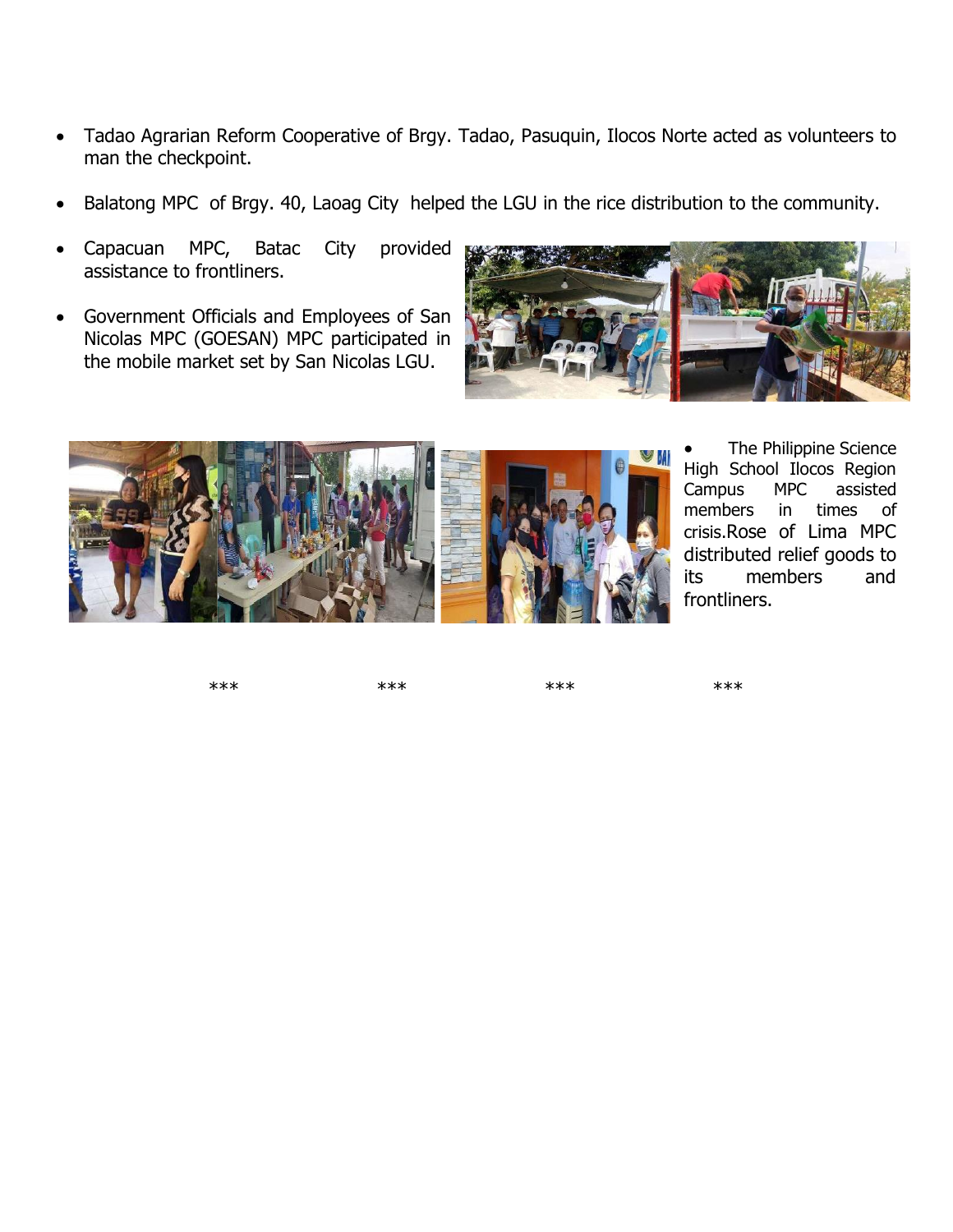- Tadao Agrarian Reform Cooperative of Brgy. Tadao, Pasuquin, Ilocos Norte acted as volunteers to man the checkpoint.

- Balatong MPC of Brgy. 40, Laoag City helped the LGU in the rice distribution to the community.

- Capacuan MPC, Batac City provided assistance to frontliners.

- Government Officials and Employees of San Nicolas MPC (GOESAN) MPC participated in the mobile market set by San Nicolas LGU.

- The Philippine Science High School Ilocos Region Campus MPC assisted members in times of crisis.Rose of Lima MPC distributed relief goods to its members and frontliners.

\*\*\* \*\*\* \*\*\* \*\*\*